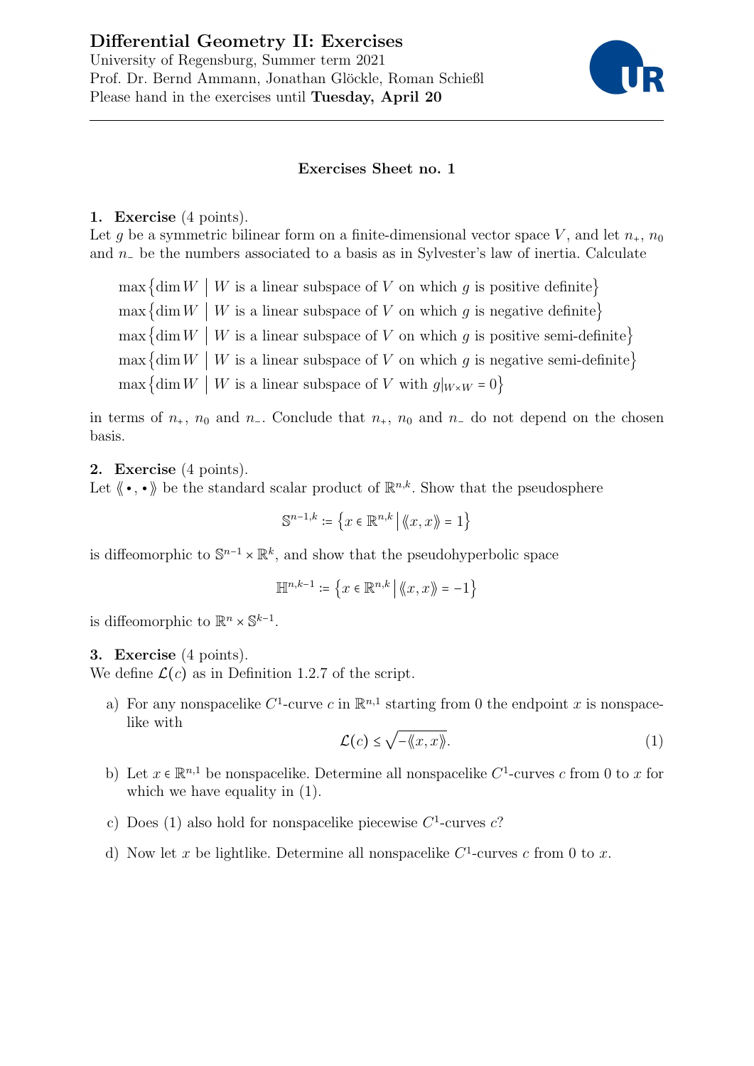# Differential Geometry II: Exercises

University of Regensburg, Summer term 2021
Prof. Dr. Bernd Ammann, Jonathan Glöckle, Roman Schießl
Please hand in the exercises until **Tuesday, April 20**

---

### Exercises Sheet no. 1

**1. Exercise** (4 points).
Let $g$ be a symmetric bilinear form on a finite-dimensional vector space $V$, and let $n_+$, $n_0$ and $n_-$ be the numbers associated to a basis as in Sylvester's law of inertia. Calculate

$$\max\{\dim W \mid W \text{ is a linear subspace of } V \text{ on which } g \text{ is positive definite}\}$$
$$\max\{\dim W \mid W \text{ is a linear subspace of } V \text{ on which } g \text{ is negative definite}\}$$
$$\max\{\dim W \mid W \text{ is a linear subspace of } V \text{ on which } g \text{ is positive semi-definite}\}$$
$$\max\{\dim W \mid W \text{ is a linear subspace of } V \text{ on which } g \text{ is negative semi-definite}\}$$
$$\max\{\dim W \mid W \text{ is a linear subspace of } V \text{ with } g|_{W\times W} = 0\}$$

in terms of $n_+$, $n_0$ and $n_-$. Conclude that $n_+$, $n_0$ and $n_-$ do not depend on the chosen basis.

**2. Exercise** (4 points).
Let $\langle\!\langle \bullet, \bullet \rangle\!\rangle$ be the standard scalar product of $\mathbb{R}^{n,k}$. Show that the pseudosphere

$$\mathbb{S}^{n-1,k} := \{x \in \mathbb{R}^{n,k} \mid \langle\!\langle x, x \rangle\!\rangle = 1\}$$

is diffeomorphic to $\mathbb{S}^{n-1} \times \mathbb{R}^k$, and show that the pseudohyperbolic space

$$\mathbb{H}^{n,k-1} := \{x \in \mathbb{R}^{n,k} \mid \langle\!\langle x, x \rangle\!\rangle = -1\}$$

is diffeomorphic to $\mathbb{R}^n \times \mathbb{S}^{k-1}$.

**3. Exercise** (4 points).
We define $\mathcal{L}(c)$ as in Definition 1.2.7 of the script.

a) For any nonspacelike $C^1$-curve $c$ in $\mathbb{R}^{n,1}$ starting from 0 the endpoint $x$ is nonspacelike with
$$\mathcal{L}(c) \leq \sqrt{-\langle\!\langle x, x \rangle\!\rangle}. \tag{1}$$

b) Let $x \in \mathbb{R}^{n,1}$ be nonspacelike. Determine all nonspacelike $C^1$-curves $c$ from 0 to $x$ for which we have equality in (1).

c) Does (1) also hold for nonspacelike piecewise $C^1$-curves $c$?

d) Now let $x$ be lightlike. Determine all nonspacelike $C^1$-curves $c$ from 0 to $x$.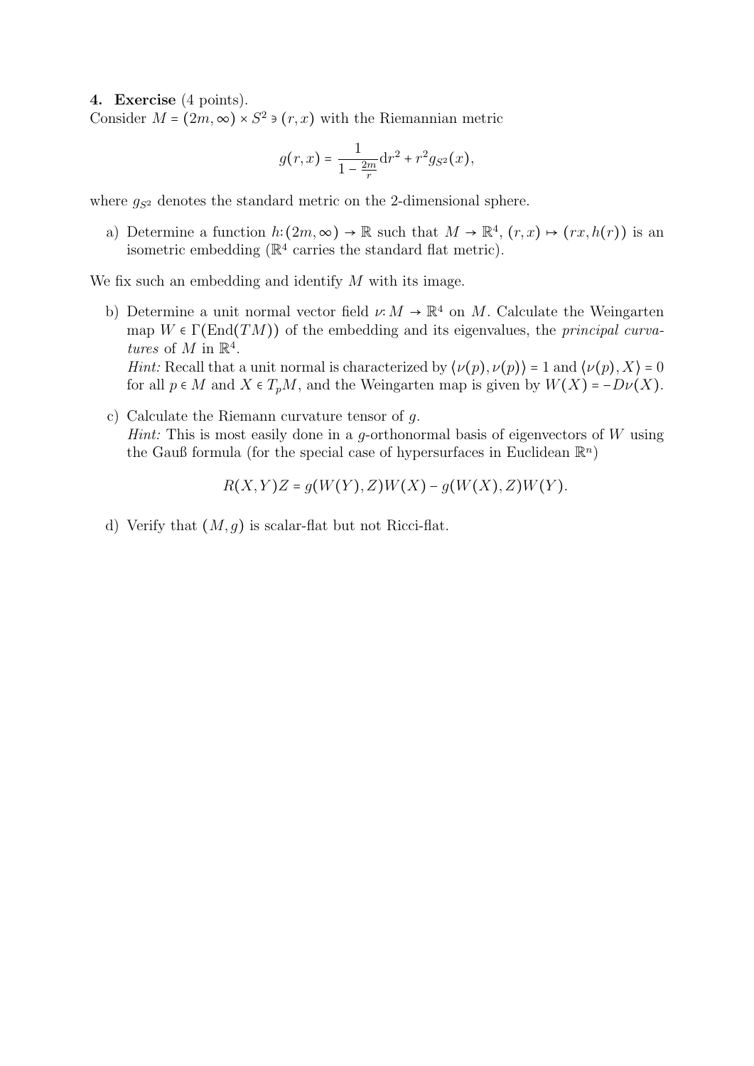**4. Exercise** (4 points).
Consider $M = (2m, \infty) \times S^2 \ni (r, x)$ with the Riemannian metric

$$g(r,x) = \frac{1}{1 - \frac{2m}{r}} \mathrm{d}r^2 + r^2 g_{S^2}(x),$$

where $g_{S^2}$ denotes the standard metric on the 2-dimensional sphere.

a) Determine a function $h\colon (2m, \infty) \to \mathbb{R}$ such that $M \to \mathbb{R}^4$, $(r, x) \mapsto (rx, h(r))$ is an isometric embedding ($\mathbb{R}^4$ carries the standard flat metric).

We fix such an embedding and identify $M$ with its image.

b) Determine a unit normal vector field $\nu\colon M \to \mathbb{R}^4$ on $M$. Calculate the Weingarten map $W \in \Gamma(\mathrm{End}(TM))$ of the embedding and its eigenvalues, the *principal curvatures* of $M$ in $\mathbb{R}^4$.
*Hint:* Recall that a unit normal is characterized by $\langle \nu(p), \nu(p) \rangle = 1$ and $\langle \nu(p), X \rangle = 0$ for all $p \in M$ and $X \in T_pM$, and the Weingarten map is given by $W(X) = -D\nu(X)$.

c) Calculate the Riemann curvature tensor of $g$.
*Hint:* This is most easily done in a $g$-orthonormal basis of eigenvectors of $W$ using the Gauß formula (for the special case of hypersurfaces in Euclidean $\mathbb{R}^n$)

$$R(X, Y)Z = g(W(Y), Z)W(X) - g(W(X), Z)W(Y).$$

d) Verify that $(M, g)$ is scalar-flat but not Ricci-flat.